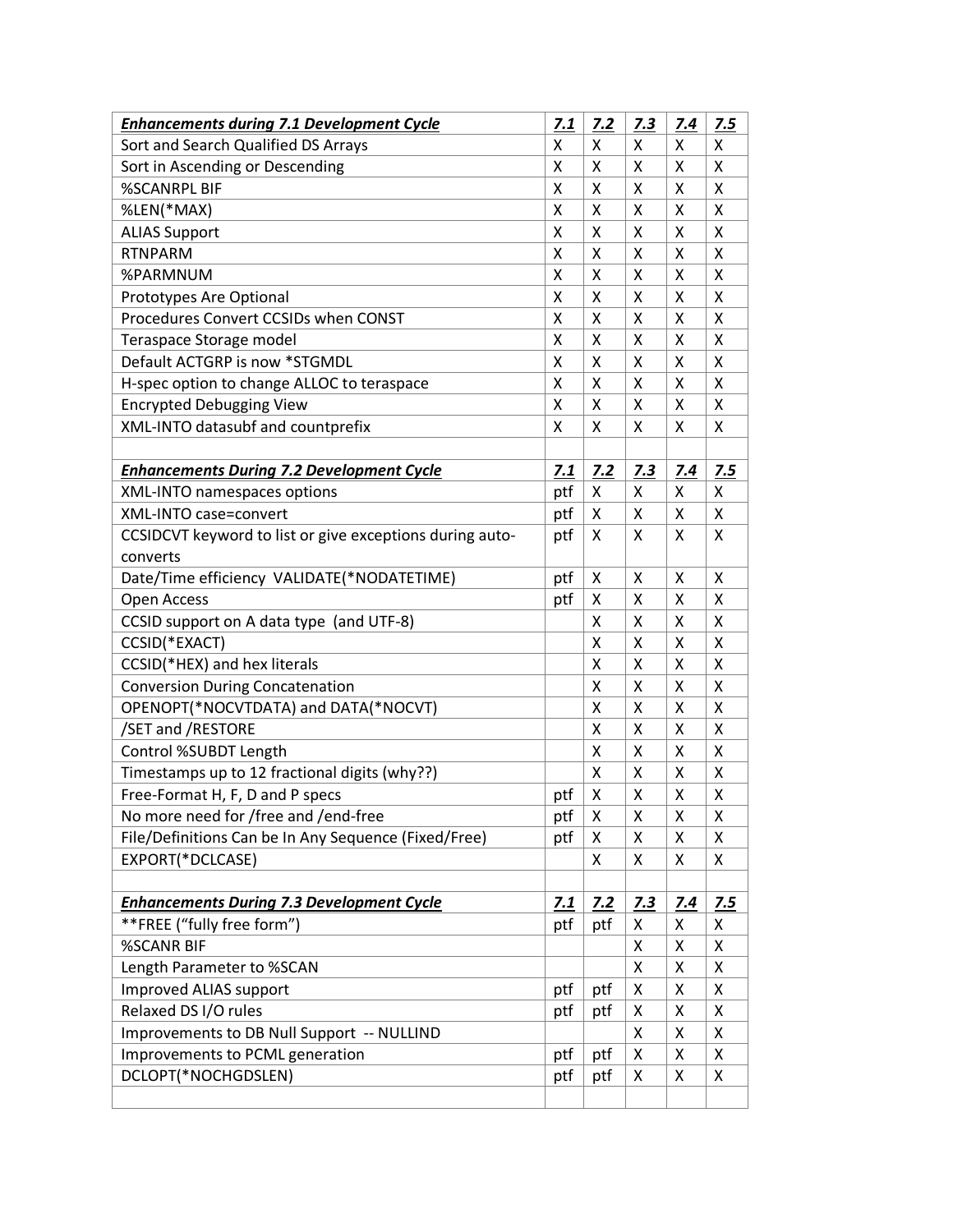| ***Enhancements during 7.1 Development Cycle*** | ***7.1*** | ***7.2*** | ***7.3*** | ***7.4*** | ***7.5*** |
|---|---|---|---|---|---|
| Sort and Search Qualified DS Arrays | X | X | X | X | X |
| Sort in Ascending or Descending | X | X | X | X | X |
| %SCANRPL BIF | X | X | X | X | X |
| %LEN(*MAX) | X | X | X | X | X |
| ALIAS Support | X | X | X | X | X |
| RTNPARM | X | X | X | X | X |
| %PARMNUM | X | X | X | X | X |
| Prototypes Are Optional | X | X | X | X | X |
| Procedures Convert CCSIDs when CONST | X | X | X | X | X |
| Teraspace Storage model | X | X | X | X | X |
| Default ACTGRP is now *STGMDL | X | X | X | X | X |
| H-spec option to change ALLOC to teraspace | X | X | X | X | X |
| Encrypted Debugging View | X | X | X | X | X |
| XML-INTO datasubf and countprefix | X | X | X | X | X |
| | | | | | |
| ***Enhancements During 7.2 Development Cycle*** | ***7.1*** | ***7.2*** | ***7.3*** | ***7.4*** | ***7.5*** |
| XML-INTO namespaces options | ptf | X | X | X | X |
| XML-INTO case=convert | ptf | X | X | X | X |
| CCSIDCVT keyword to list or give exceptions during auto-converts | ptf | X | X | X | X |
| Date/Time efficiency VALIDATE(*NODATETIME) | ptf | X | X | X | X |
| Open Access | ptf | X | X | X | X |
| CCSID support on A data type (and UTF-8) | | X | X | X | X |
| CCSID(*EXACT) | | X | X | X | X |
| CCSID(*HEX) and hex literals | | X | X | X | X |
| Conversion During Concatenation | | X | X | X | X |
| OPENOPT(*NOCVTDATA) and DATA(*NOCVT) | | X | X | X | X |
| /SET and /RESTORE | | X | X | X | X |
| Control %SUBDT Length | | X | X | X | X |
| Timestamps up to 12 fractional digits (why??) | | X | X | X | X |
| Free-Format H, F, D and P specs | ptf | X | X | X | X |
| No more need for /free and /end-free | ptf | X | X | X | X |
| File/Definitions Can be In Any Sequence (Fixed/Free) | ptf | X | X | X | X |
| EXPORT(*DCLCASE) | | X | X | X | X |
| | | | | | |
| ***Enhancements During 7.3 Development Cycle*** | ***7.1*** | ***7.2*** | ***7.3*** | ***7.4*** | ***7.5*** |
| **FREE ("fully free form") | ptf | ptf | X | X | X |
| %SCANR BIF | | | X | X | X |
| Length Parameter to %SCAN | | | X | X | X |
| Improved ALIAS support | ptf | ptf | X | X | X |
| Relaxed DS I/O rules | ptf | ptf | X | X | X |
| Improvements to DB Null Support -- NULLIND | | | X | X | X |
| Improvements to PCML generation | ptf | ptf | X | X | X |
| DCLOPT(*NOCHGDSLEN) | ptf | ptf | X | X | X |
| | | | | | |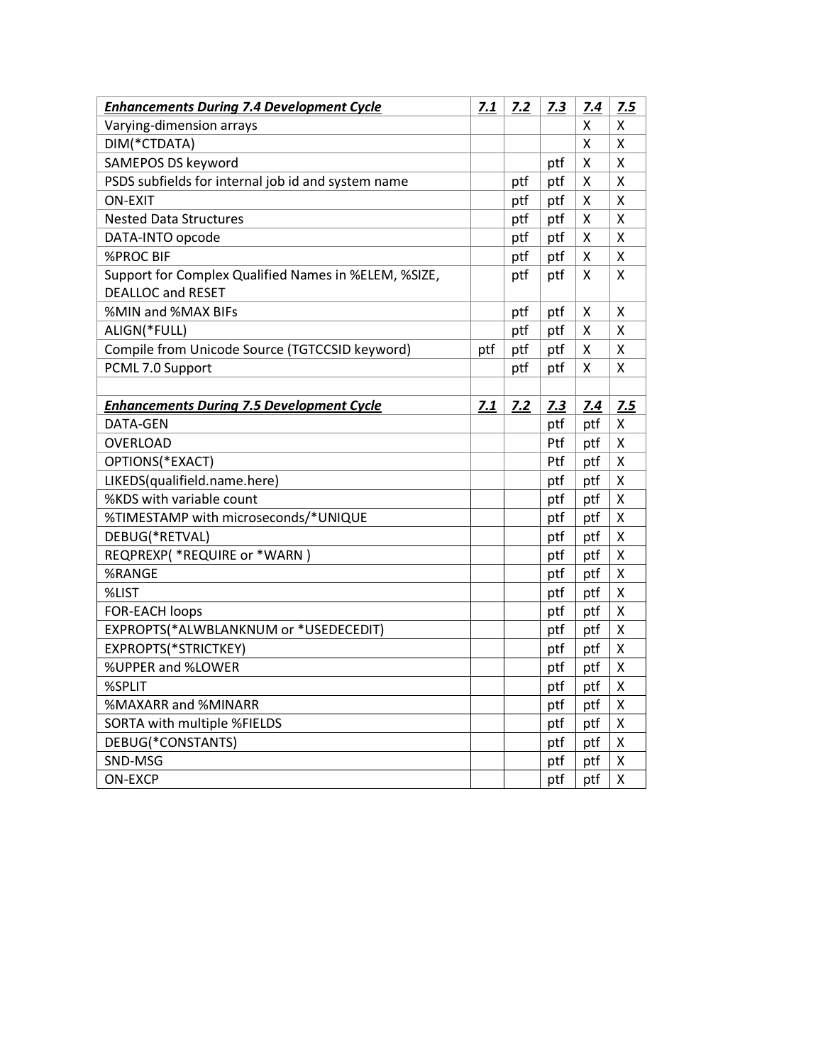| ***Enhancements During 7.4 Development Cycle*** | ***7.1*** | ***7.2*** | ***7.3*** | ***7.4*** | ***7.5*** |
| --- | --- | --- | --- | --- | --- |
| Varying-dimension arrays | | | | X | X |
| DIM(*CTDATA) | | | | X | X |
| SAMEPOS DS keyword | | | ptf | X | X |
| PSDS subfields for internal job id and system name | | ptf | ptf | X | X |
| ON-EXIT | | ptf | ptf | X | X |
| Nested Data Structures | | ptf | ptf | X | X |
| DATA-INTO opcode | | ptf | ptf | X | X |
| %PROC BIF | | ptf | ptf | X | X |
| Support for Complex Qualified Names in %ELEM, %SIZE, DEALLOC and RESET | | ptf | ptf | X | X |
| %MIN and %MAX BIFs | | ptf | ptf | X | X |
| ALIGN(*FULL) | | ptf | ptf | X | X |
| Compile from Unicode Source (TGTCCSID keyword) | ptf | ptf | ptf | X | X |
| PCML 7.0 Support | | ptf | ptf | X | X |
| | | | | | |
| ***Enhancements During 7.5 Development Cycle*** | ***7.1*** | ***7.2*** | ***7.3*** | ***7.4*** | ***7.5*** |
| DATA-GEN | | | ptf | ptf | X |
| OVERLOAD | | | Ptf | ptf | X |
| OPTIONS(*EXACT) | | | Ptf | ptf | X |
| LIKEDS(qualifield.name.here) | | | ptf | ptf | X |
| %KDS with variable count | | | ptf | ptf | X |
| %TIMESTAMP with microseconds/*UNIQUE | | | ptf | ptf | X |
| DEBUG(*RETVAL) | | | ptf | ptf | X |
| REQPREXP( *REQUIRE or *WARN ) | | | ptf | ptf | X |
| %RANGE | | | ptf | ptf | X |
| %LIST | | | ptf | ptf | X |
| FOR-EACH loops | | | ptf | ptf | X |
| EXPROPTS(*ALWBLANKNUM or *USEDECEDIT) | | | ptf | ptf | X |
| EXPROPTS(*STRICTKEY) | | | ptf | ptf | X |
| %UPPER and %LOWER | | | ptf | ptf | X |
| %SPLIT | | | ptf | ptf | X |
| %MAXARR and %MINARR | | | ptf | ptf | X |
| SORTA with multiple %FIELDS | | | ptf | ptf | X |
| DEBUG(*CONSTANTS) | | | ptf | ptf | X |
| SND-MSG | | | ptf | ptf | X |
| ON-EXCP | | | ptf | ptf | X |